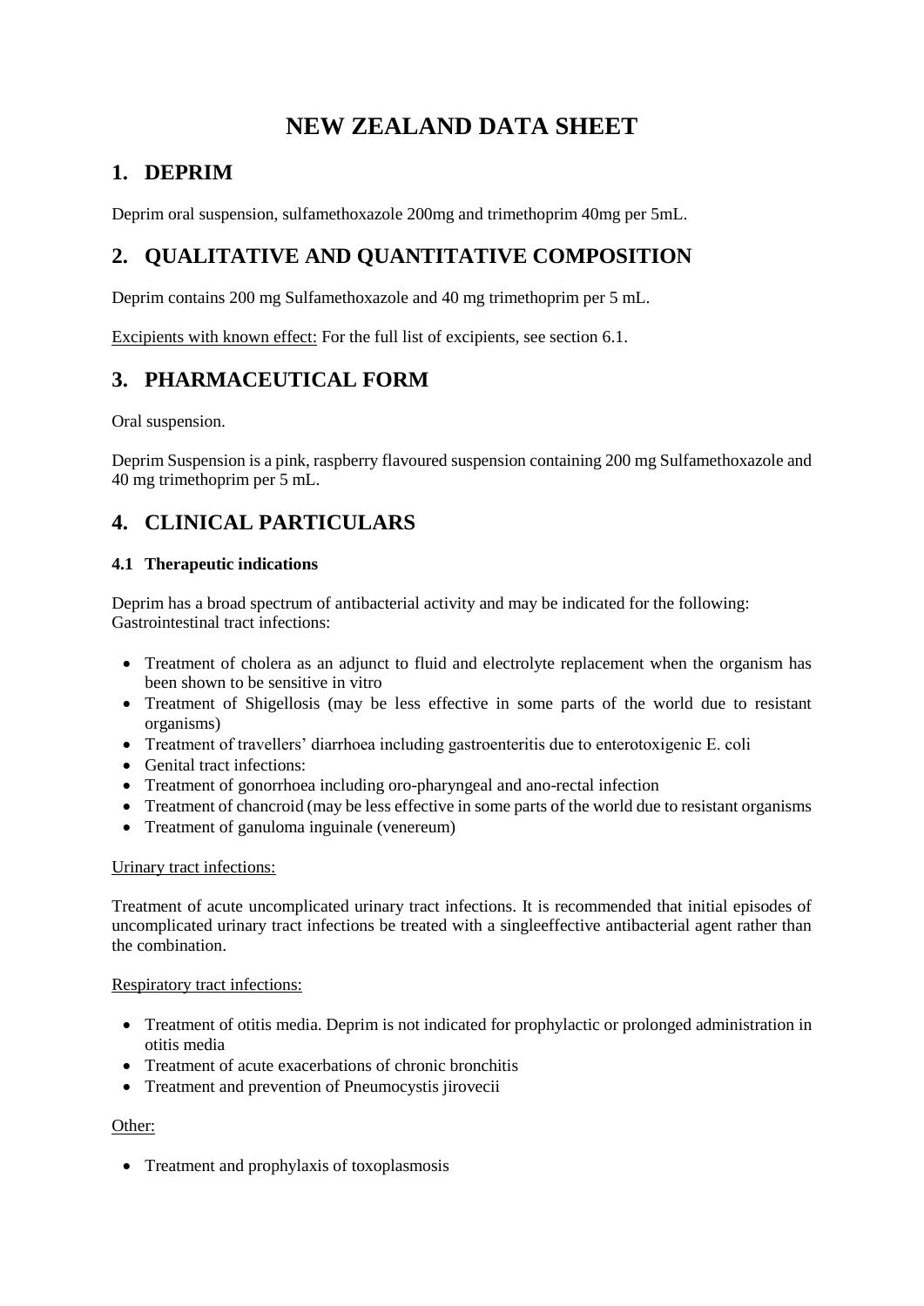# NEW ZEALAND DATA SHEET

## 1. DEPRIM

Deprim oral suspension, sulfamethoxazole 200mg and trimethoprim 40mg per 5mL.

## 2. QUALITATIVE AND QUANTITATIVE COMPOSITION

Deprim contains 200 mg Sulfamethoxazole and 40 mg trimethoprim per 5 mL.

Excipients with known effect: For the full list of excipients, see section 6.1.

## 3. PHARMACEUTICAL FORM

Oral suspension.

Deprim Suspension is a pink, raspberry flavoured suspension containing 200 mg Sulfamethoxazole and 40 mg trimethoprim per 5 mL.

## 4. CLINICAL PARTICULARS

### 4.1 Therapeutic indications

Deprim has a broad spectrum of antibacterial activity and may be indicated for the following:
Gastrointestinal tract infections:

- Treatment of cholera as an adjunct to fluid and electrolyte replacement when the organism has been shown to be sensitive in vitro
- Treatment of Shigellosis (may be less effective in some parts of the world due to resistant organisms)
- Treatment of travellers' diarrhoea including gastroenteritis due to enterotoxigenic E. coli
- Genital tract infections:
- Treatment of gonorrhoea including oro-pharyngeal and ano-rectal infection
- Treatment of chancroid (may be less effective in some parts of the world due to resistant organisms
- Treatment of ganuloma inguinale (venereum)

Urinary tract infections:

Treatment of acute uncomplicated urinary tract infections. It is recommended that initial episodes of uncomplicated urinary tract infections be treated with a singleeffective antibacterial agent rather than the combination.

Respiratory tract infections:

- Treatment of otitis media. Deprim is not indicated for prophylactic or prolonged administration in otitis media
- Treatment of acute exacerbations of chronic bronchitis
- Treatment and prevention of Pneumocystis jirovecii

Other:

- Treatment and prophylaxis of toxoplasmosis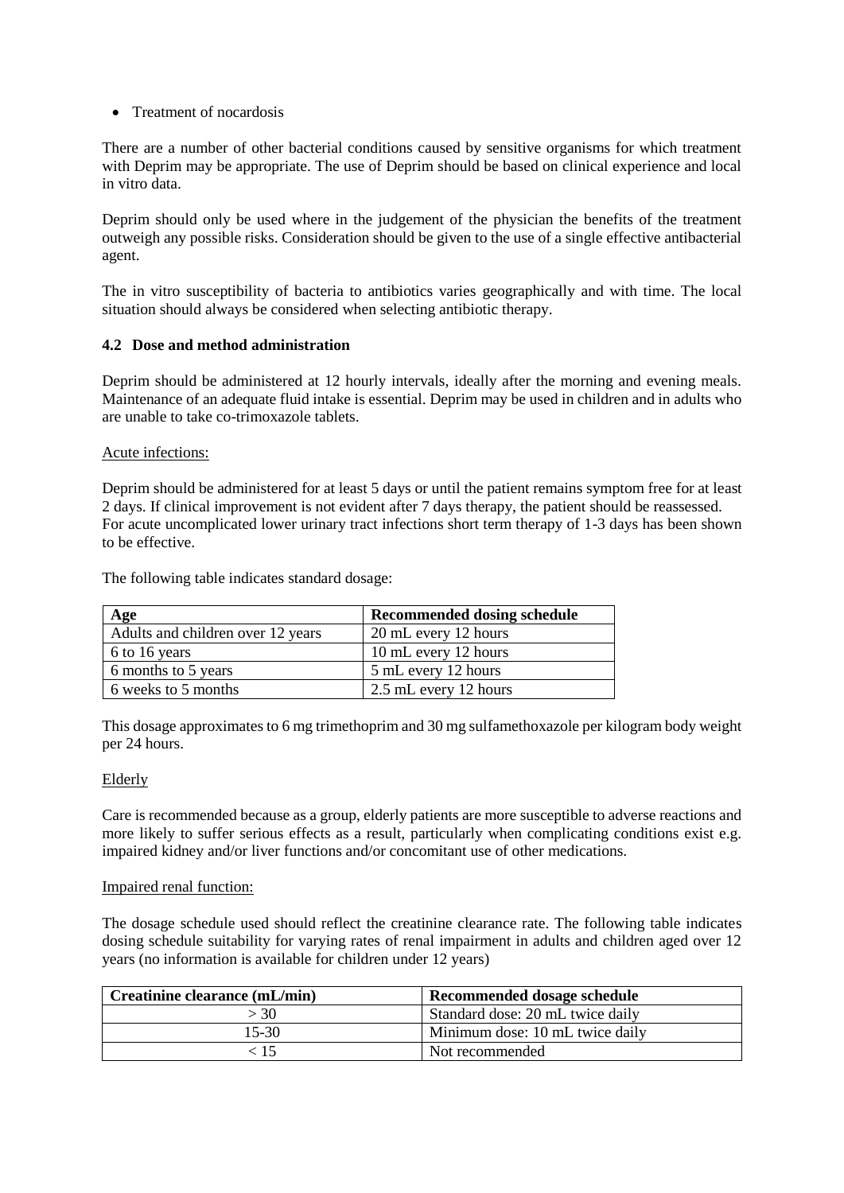- Treatment of nocardosis

There are a number of other bacterial conditions caused by sensitive organisms for which treatment with Deprim may be appropriate. The use of Deprim should be based on clinical experience and local in vitro data.

Deprim should only be used where in the judgement of the physician the benefits of the treatment outweigh any possible risks. Consideration should be given to the use of a single effective antibacterial agent.

The in vitro susceptibility of bacteria to antibiotics varies geographically and with time. The local situation should always be considered when selecting antibiotic therapy.

### 4.2 Dose and method administration

Deprim should be administered at 12 hourly intervals, ideally after the morning and evening meals. Maintenance of an adequate fluid intake is essential. Deprim may be used in children and in adults who are unable to take co-trimoxazole tablets.

Acute infections:

Deprim should be administered for at least 5 days or until the patient remains symptom free for at least 2 days. If clinical improvement is not evident after 7 days therapy, the patient should be reassessed. For acute uncomplicated lower urinary tract infections short term therapy of 1-3 days has been shown to be effective.

The following table indicates standard dosage:

| Age | Recommended dosing schedule |
|---|---|
| Adults and children over 12 years | 20 mL every 12 hours |
| 6 to 16 years | 10 mL every 12 hours |
| 6 months to 5 years | 5 mL every 12 hours |
| 6 weeks to 5 months | 2.5 mL every 12 hours |

This dosage approximates to 6 mg trimethoprim and 30 mg sulfamethoxazole per kilogram body weight per 24 hours.

Elderly

Care is recommended because as a group, elderly patients are more susceptible to adverse reactions and more likely to suffer serious effects as a result, particularly when complicating conditions exist e.g. impaired kidney and/or liver functions and/or concomitant use of other medications.

Impaired renal function:

The dosage schedule used should reflect the creatinine clearance rate. The following table indicates dosing schedule suitability for varying rates of renal impairment in adults and children aged over 12 years (no information is available for children under 12 years)

| Creatinine clearance (mL/min) | Recommended dosage schedule |
|---|---|
| > 30 | Standard dose: 20 mL twice daily |
| 15-30 | Minimum dose: 10 mL twice daily |
| < 15 | Not recommended |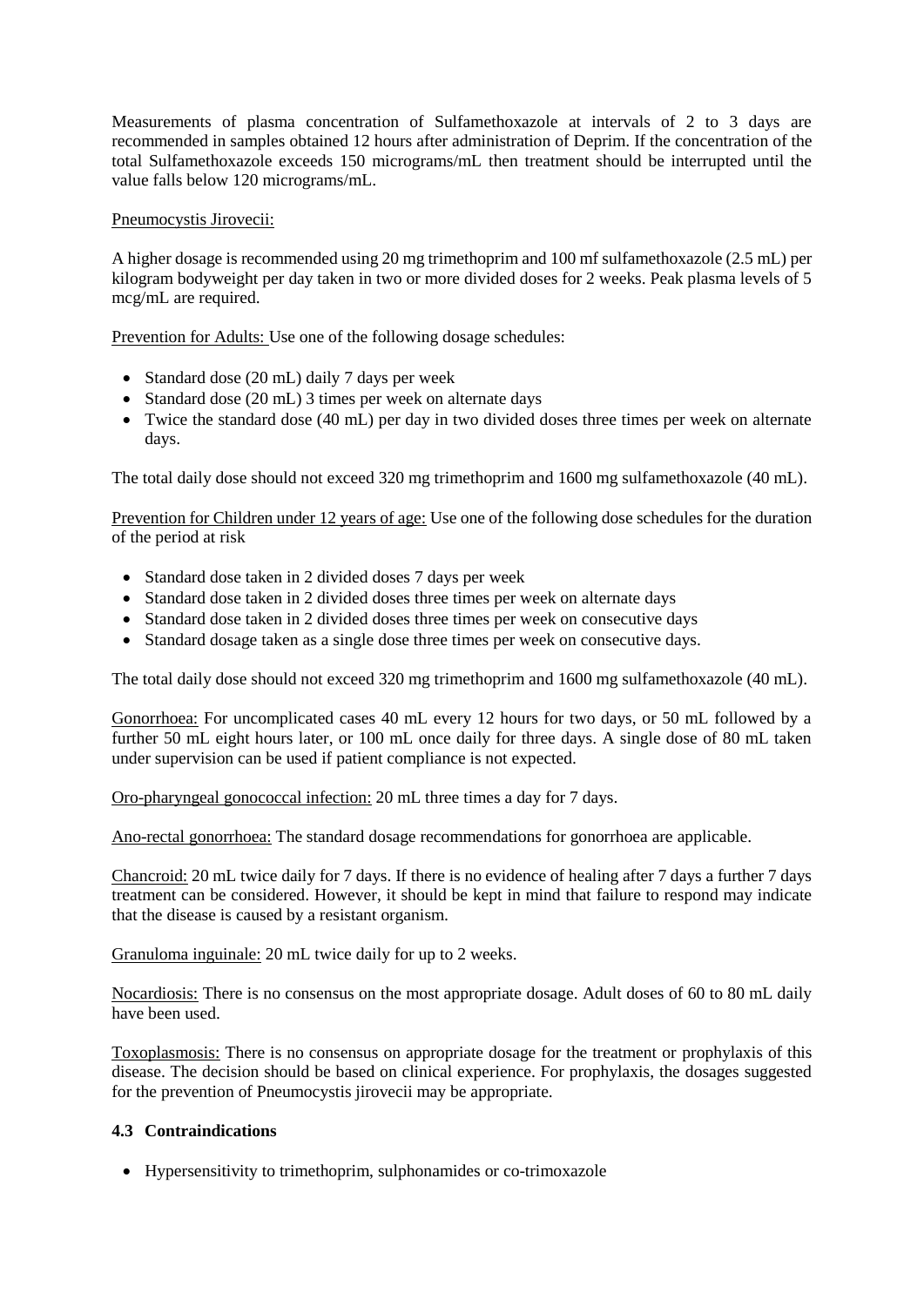Measurements of plasma concentration of Sulfamethoxazole at intervals of 2 to 3 days are recommended in samples obtained 12 hours after administration of Deprim. If the concentration of the total Sulfamethoxazole exceeds 150 micrograms/mL then treatment should be interrupted until the value falls below 120 micrograms/mL.

Pneumocystis Jirovecii:

A higher dosage is recommended using 20 mg trimethoprim and 100 mf sulfamethoxazole (2.5 mL) per kilogram bodyweight per day taken in two or more divided doses for 2 weeks. Peak plasma levels of 5 mcg/mL are required.

Prevention for Adults: Use one of the following dosage schedules:

- Standard dose (20 mL) daily 7 days per week
- Standard dose (20 mL) 3 times per week on alternate days
- Twice the standard dose (40 mL) per day in two divided doses three times per week on alternate days.

The total daily dose should not exceed 320 mg trimethoprim and 1600 mg sulfamethoxazole (40 mL).

Prevention for Children under 12 years of age: Use one of the following dose schedules for the duration of the period at risk

- Standard dose taken in 2 divided doses 7 days per week
- Standard dose taken in 2 divided doses three times per week on alternate days
- Standard dose taken in 2 divided doses three times per week on consecutive days
- Standard dosage taken as a single dose three times per week on consecutive days.

The total daily dose should not exceed 320 mg trimethoprim and 1600 mg sulfamethoxazole (40 mL).

Gonorrhoea: For uncomplicated cases 40 mL every 12 hours for two days, or 50 mL followed by a further 50 mL eight hours later, or 100 mL once daily for three days. A single dose of 80 mL taken under supervision can be used if patient compliance is not expected.

Oro-pharyngeal gonococcal infection: 20 mL three times a day for 7 days.

Ano-rectal gonorrhoea: The standard dosage recommendations for gonorrhoea are applicable.

Chancroid: 20 mL twice daily for 7 days. If there is no evidence of healing after 7 days a further 7 days treatment can be considered. However, it should be kept in mind that failure to respond may indicate that the disease is caused by a resistant organism.

Granuloma inguinale: 20 mL twice daily for up to 2 weeks.

Nocardiosis: There is no consensus on the most appropriate dosage. Adult doses of 60 to 80 mL daily have been used.

Toxoplasmosis: There is no consensus on appropriate dosage for the treatment or prophylaxis of this disease. The decision should be based on clinical experience. For prophylaxis, the dosages suggested for the prevention of Pneumocystis jirovecii may be appropriate.

### 4.3 Contraindications

- Hypersensitivity to trimethoprim, sulphonamides or co-trimoxazole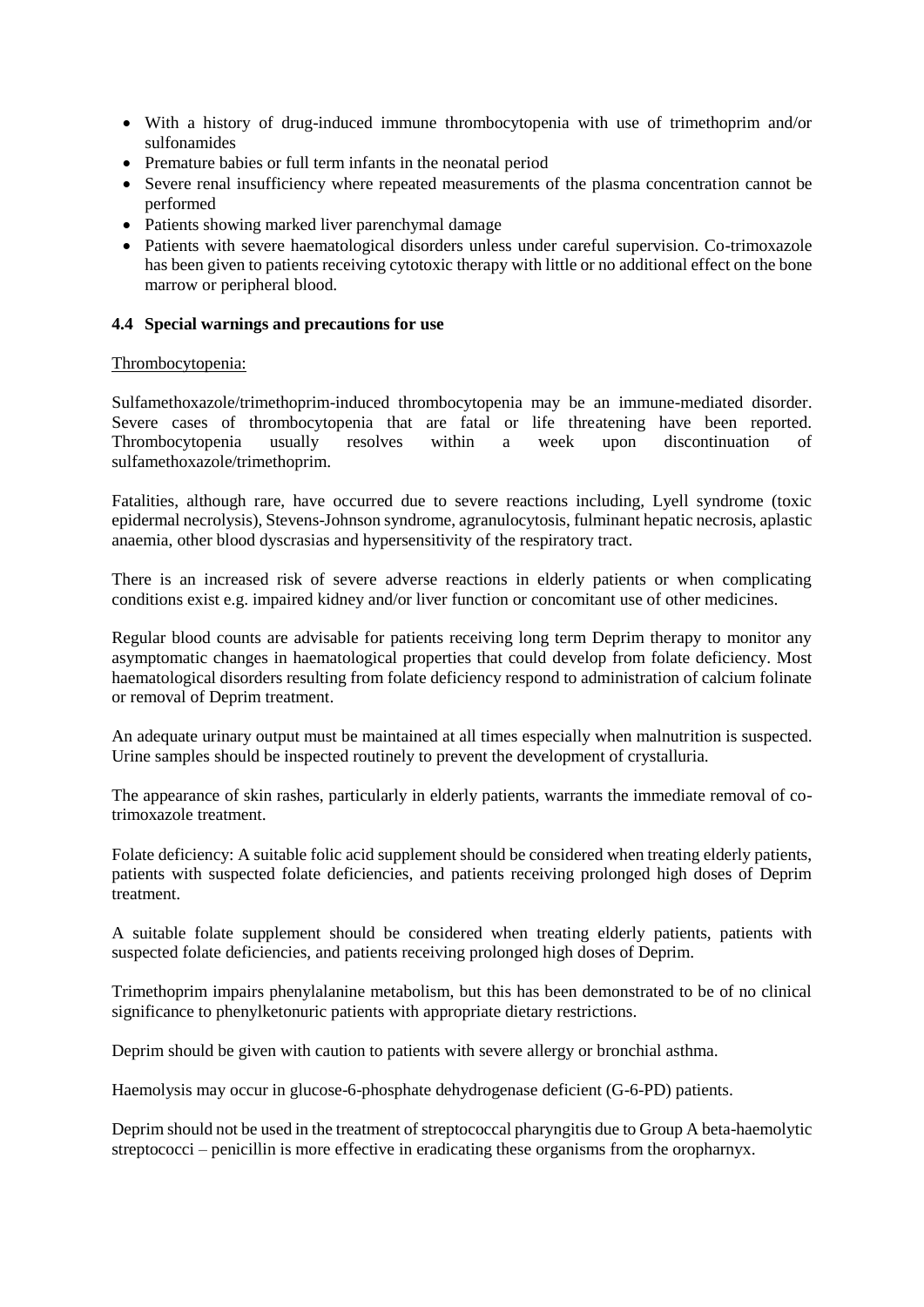- With a history of drug-induced immune thrombocytopenia with use of trimethoprim and/or sulfonamides
- Premature babies or full term infants in the neonatal period
- Severe renal insufficiency where repeated measurements of the plasma concentration cannot be performed
- Patients showing marked liver parenchymal damage
- Patients with severe haematological disorders unless under careful supervision. Co-trimoxazole has been given to patients receiving cytotoxic therapy with little or no additional effect on the bone marrow or peripheral blood.

### 4.4 Special warnings and precautions for use

Thrombocytopenia:

Sulfamethoxazole/trimethoprim-induced thrombocytopenia may be an immune-mediated disorder. Severe cases of thrombocytopenia that are fatal or life threatening have been reported. Thrombocytopenia usually resolves within a week upon discontinuation of sulfamethoxazole/trimethoprim.

Fatalities, although rare, have occurred due to severe reactions including, Lyell syndrome (toxic epidermal necrolysis), Stevens-Johnson syndrome, agranulocytosis, fulminant hepatic necrosis, aplastic anaemia, other blood dyscrasias and hypersensitivity of the respiratory tract.

There is an increased risk of severe adverse reactions in elderly patients or when complicating conditions exist e.g. impaired kidney and/or liver function or concomitant use of other medicines.

Regular blood counts are advisable for patients receiving long term Deprim therapy to monitor any asymptomatic changes in haematological properties that could develop from folate deficiency. Most haematological disorders resulting from folate deficiency respond to administration of calcium folinate or removal of Deprim treatment.

An adequate urinary output must be maintained at all times especially when malnutrition is suspected. Urine samples should be inspected routinely to prevent the development of crystalluria.

The appearance of skin rashes, particularly in elderly patients, warrants the immediate removal of co-trimoxazole treatment.

Folate deficiency: A suitable folic acid supplement should be considered when treating elderly patients, patients with suspected folate deficiencies, and patients receiving prolonged high doses of Deprim treatment.

A suitable folate supplement should be considered when treating elderly patients, patients with suspected folate deficiencies, and patients receiving prolonged high doses of Deprim.

Trimethoprim impairs phenylalanine metabolism, but this has been demonstrated to be of no clinical significance to phenylketonuric patients with appropriate dietary restrictions.

Deprim should be given with caution to patients with severe allergy or bronchial asthma.

Haemolysis may occur in glucose-6-phosphate dehydrogenase deficient (G-6-PD) patients.

Deprim should not be used in the treatment of streptococcal pharyngitis due to Group A beta-haemolytic streptococci – penicillin is more effective in eradicating these organisms from the oropharnyx.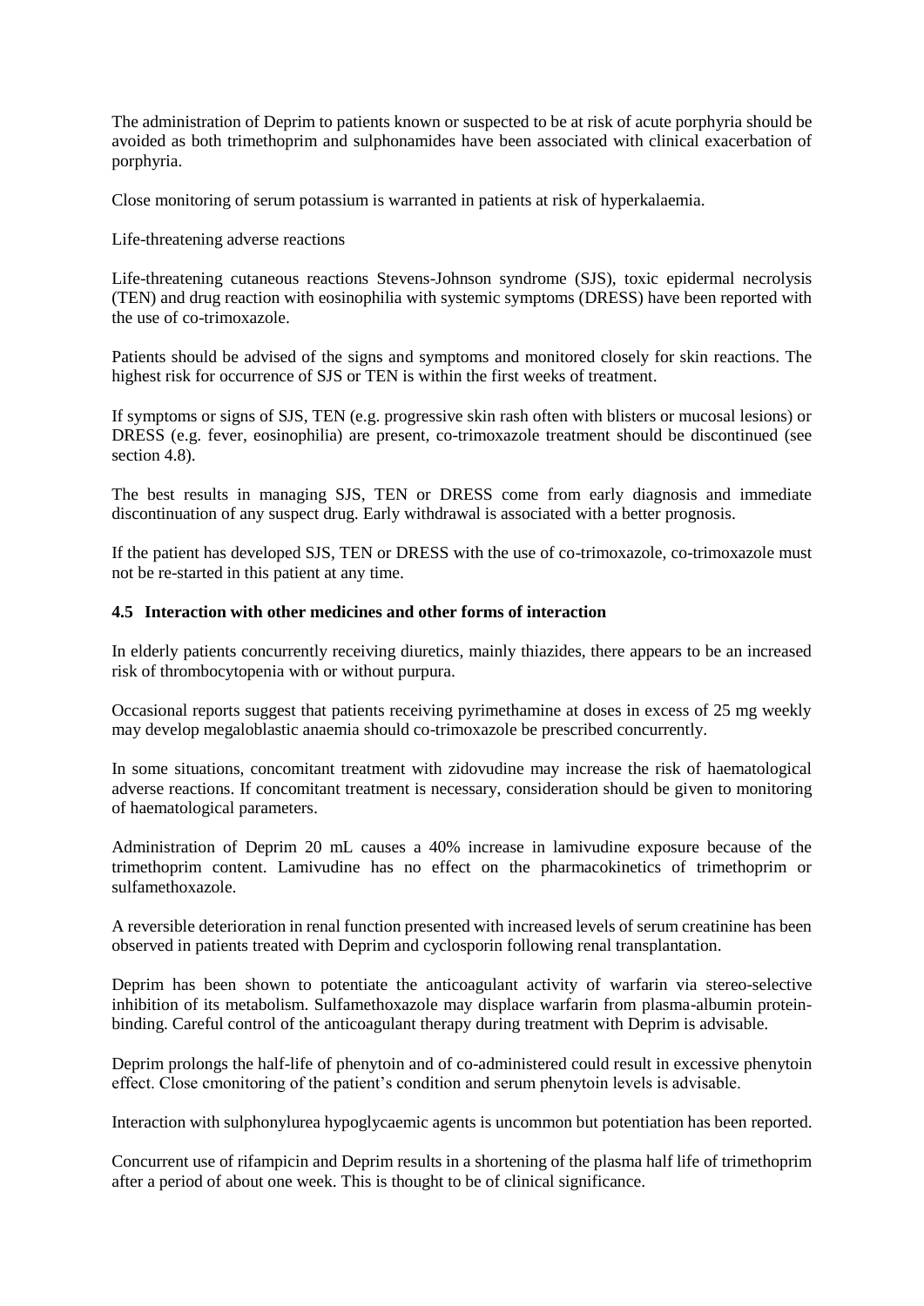The administration of Deprim to patients known or suspected to be at risk of acute porphyria should be avoided as both trimethoprim and sulphonamides have been associated with clinical exacerbation of porphyria.

Close monitoring of serum potassium is warranted in patients at risk of hyperkalaemia.

Life-threatening adverse reactions

Life-threatening cutaneous reactions Stevens-Johnson syndrome (SJS), toxic epidermal necrolysis (TEN) and drug reaction with eosinophilia with systemic symptoms (DRESS) have been reported with the use of co-trimoxazole.

Patients should be advised of the signs and symptoms and monitored closely for skin reactions. The highest risk for occurrence of SJS or TEN is within the first weeks of treatment.

If symptoms or signs of SJS, TEN (e.g. progressive skin rash often with blisters or mucosal lesions) or DRESS (e.g. fever, eosinophilia) are present, co-trimoxazole treatment should be discontinued (see section 4.8).

The best results in managing SJS, TEN or DRESS come from early diagnosis and immediate discontinuation of any suspect drug. Early withdrawal is associated with a better prognosis.

If the patient has developed SJS, TEN or DRESS with the use of co-trimoxazole, co-trimoxazole must not be re-started in this patient at any time.

### 4.5 Interaction with other medicines and other forms of interaction

In elderly patients concurrently receiving diuretics, mainly thiazides, there appears to be an increased risk of thrombocytopenia with or without purpura.

Occasional reports suggest that patients receiving pyrimethamine at doses in excess of 25 mg weekly may develop megaloblastic anaemia should co-trimoxazole be prescribed concurrently.

In some situations, concomitant treatment with zidovudine may increase the risk of haematological adverse reactions. If concomitant treatment is necessary, consideration should be given to monitoring of haematological parameters.

Administration of Deprim 20 mL causes a 40% increase in lamivudine exposure because of the trimethoprim content. Lamivudine has no effect on the pharmacokinetics of trimethoprim or sulfamethoxazole.

A reversible deterioration in renal function presented with increased levels of serum creatinine has been observed in patients treated with Deprim and cyclosporin following renal transplantation.

Deprim has been shown to potentiate the anticoagulant activity of warfarin via stereo-selective inhibition of its metabolism. Sulfamethoxazole may displace warfarin from plasma-albumin protein-binding. Careful control of the anticoagulant therapy during treatment with Deprim is advisable.

Deprim prolongs the half-life of phenytoin and of co-administered could result in excessive phenytoin effect. Close cmonitoring of the patient's condition and serum phenytoin levels is advisable.

Interaction with sulphonylurea hypoglycaemic agents is uncommon but potentiation has been reported.

Concurrent use of rifampicin and Deprim results in a shortening of the plasma half life of trimethoprim after a period of about one week. This is thought to be of clinical significance.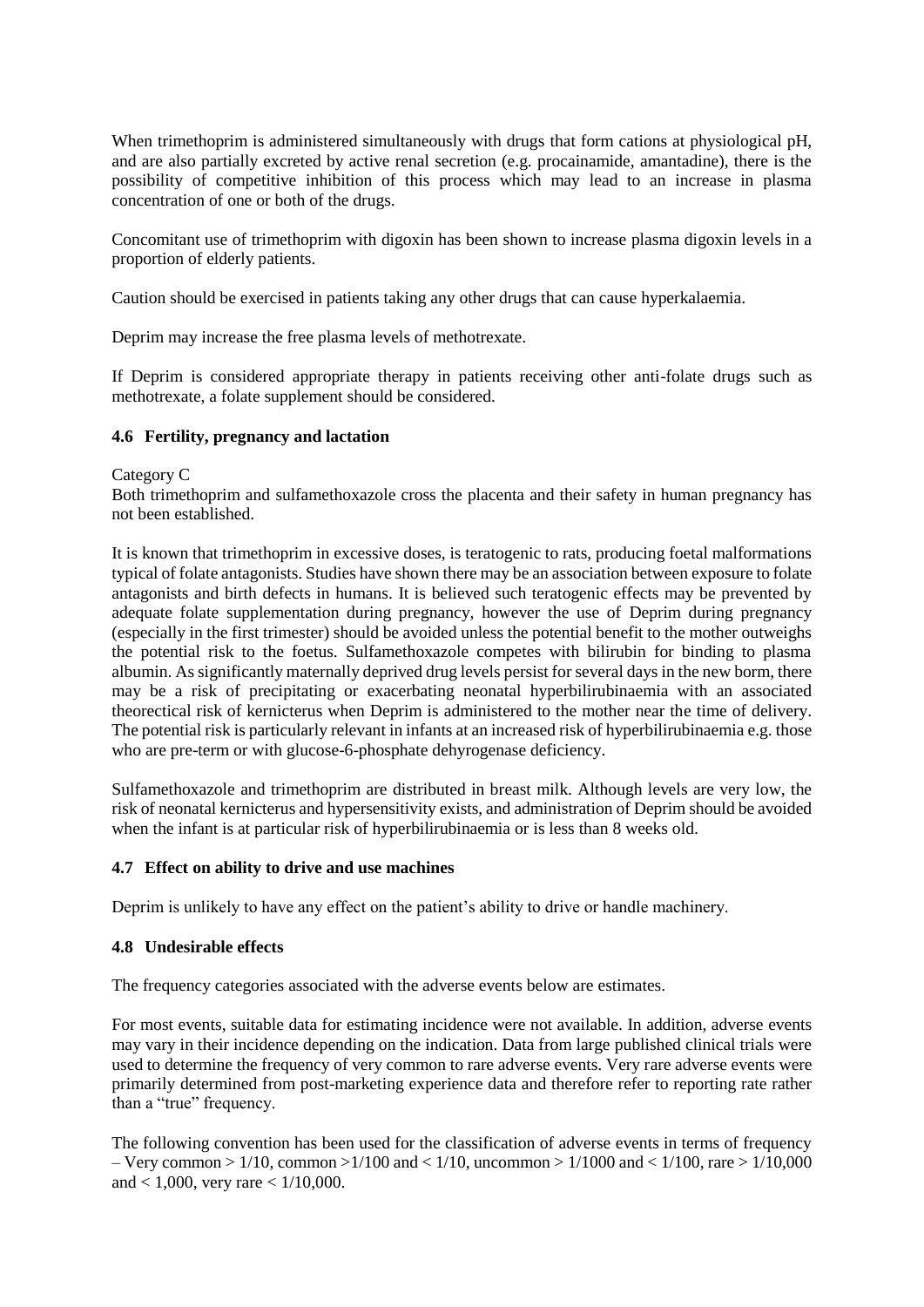When trimethoprim is administered simultaneously with drugs that form cations at physiological pH, and are also partially excreted by active renal secretion (e.g. procainamide, amantadine), there is the possibility of competitive inhibition of this process which may lead to an increase in plasma concentration of one or both of the drugs.

Concomitant use of trimethoprim with digoxin has been shown to increase plasma digoxin levels in a proportion of elderly patients.

Caution should be exercised in patients taking any other drugs that can cause hyperkalaemia.

Deprim may increase the free plasma levels of methotrexate.

If Deprim is considered appropriate therapy in patients receiving other anti-folate drugs such as methotrexate, a folate supplement should be considered.

### 4.6 Fertility, pregnancy and lactation

Category C
Both trimethoprim and sulfamethoxazole cross the placenta and their safety in human pregnancy has not been established.

It is known that trimethoprim in excessive doses, is teratogenic to rats, producing foetal malformations typical of folate antagonists. Studies have shown there may be an association between exposure to folate antagonists and birth defects in humans. It is believed such teratogenic effects may be prevented by adequate folate supplementation during pregnancy, however the use of Deprim during pregnancy (especially in the first trimester) should be avoided unless the potential benefit to the mother outweighs the potential risk to the foetus. Sulfamethoxazole competes with bilirubin for binding to plasma albumin. As significantly maternally deprived drug levels persist for several days in the new borm, there may be a risk of precipitating or exacerbating neonatal hyperbilirubinaemia with an associated theorectical risk of kernicterus when Deprim is administered to the mother near the time of delivery. The potential risk is particularly relevant in infants at an increased risk of hyperbilirubinaemia e.g. those who are pre-term or with glucose-6-phosphate dehyrogenase deficiency.

Sulfamethoxazole and trimethoprim are distributed in breast milk. Although levels are very low, the risk of neonatal kernicterus and hypersensitivity exists, and administration of Deprim should be avoided when the infant is at particular risk of hyperbilirubinaemia or is less than 8 weeks old.

### 4.7 Effect on ability to drive and use machines

Deprim is unlikely to have any effect on the patient's ability to drive or handle machinery.

### 4.8 Undesirable effects

The frequency categories associated with the adverse events below are estimates.

For most events, suitable data for estimating incidence were not available. In addition, adverse events may vary in their incidence depending on the indication. Data from large published clinical trials were used to determine the frequency of very common to rare adverse events. Very rare adverse events were primarily determined from post-marketing experience data and therefore refer to reporting rate rather than a "true" frequency.

The following convention has been used for the classification of adverse events in terms of frequency – Very common > 1/10, common >1/100 and < 1/10, uncommon > 1/1000 and < 1/100, rare > 1/10,000 and < 1,000, very rare < 1/10,000.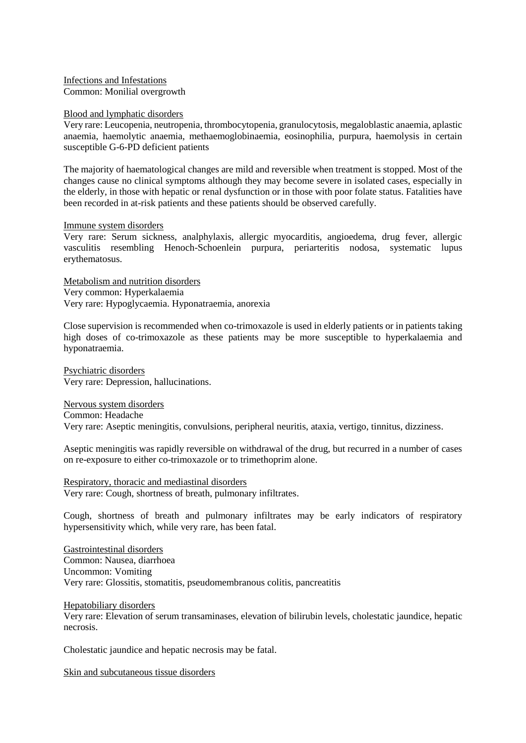Infections and Infestations
Common: Monilial overgrowth

Blood and lymphatic disorders
Very rare: Leucopenia, neutropenia, thrombocytopenia, granulocytosis, megaloblastic anaemia, aplastic anaemia, haemolytic anaemia, methaemoglobinaemia, eosinophilia, purpura, haemolysis in certain susceptible G-6-PD deficient patients

The majority of haematological changes are mild and reversible when treatment is stopped. Most of the changes cause no clinical symptoms although they may become severe in isolated cases, especially in the elderly, in those with hepatic or renal dysfunction or in those with poor folate status. Fatalities have been recorded in at-risk patients and these patients should be observed carefully.

Immune system disorders
Very rare: Serum sickness, analphylaxis, allergic myocarditis, angioedema, drug fever, allergic vasculitis resembling Henoch-Schoenlein purpura, periarteritis nodosa, systematic lupus erythematosus.

Metabolism and nutrition disorders
Very common: Hyperkalaemia
Very rare: Hypoglycaemia. Hyponatraemia, anorexia

Close supervision is recommended when co-trimoxazole is used in elderly patients or in patients taking high doses of co-trimoxazole as these patients may be more susceptible to hyperkalaemia and hyponatraemia.

Psychiatric disorders
Very rare: Depression, hallucinations.

Nervous system disorders
Common: Headache
Very rare: Aseptic meningitis, convulsions, peripheral neuritis, ataxia, vertigo, tinnitus, dizziness.

Aseptic meningitis was rapidly reversible on withdrawal of the drug, but recurred in a number of cases on re-exposure to either co-trimoxazole or to trimethoprim alone.

Respiratory, thoracic and mediastinal disorders
Very rare: Cough, shortness of breath, pulmonary infiltrates.

Cough, shortness of breath and pulmonary infiltrates may be early indicators of respiratory hypersensitivity which, while very rare, has been fatal.

Gastrointestinal disorders
Common: Nausea, diarrhoea
Uncommon: Vomiting
Very rare: Glossitis, stomatitis, pseudomembranous colitis, pancreatitis

Hepatobiliary disorders
Very rare: Elevation of serum transaminases, elevation of bilirubin levels, cholestatic jaundice, hepatic necrosis.

Cholestatic jaundice and hepatic necrosis may be fatal.

Skin and subcutaneous tissue disorders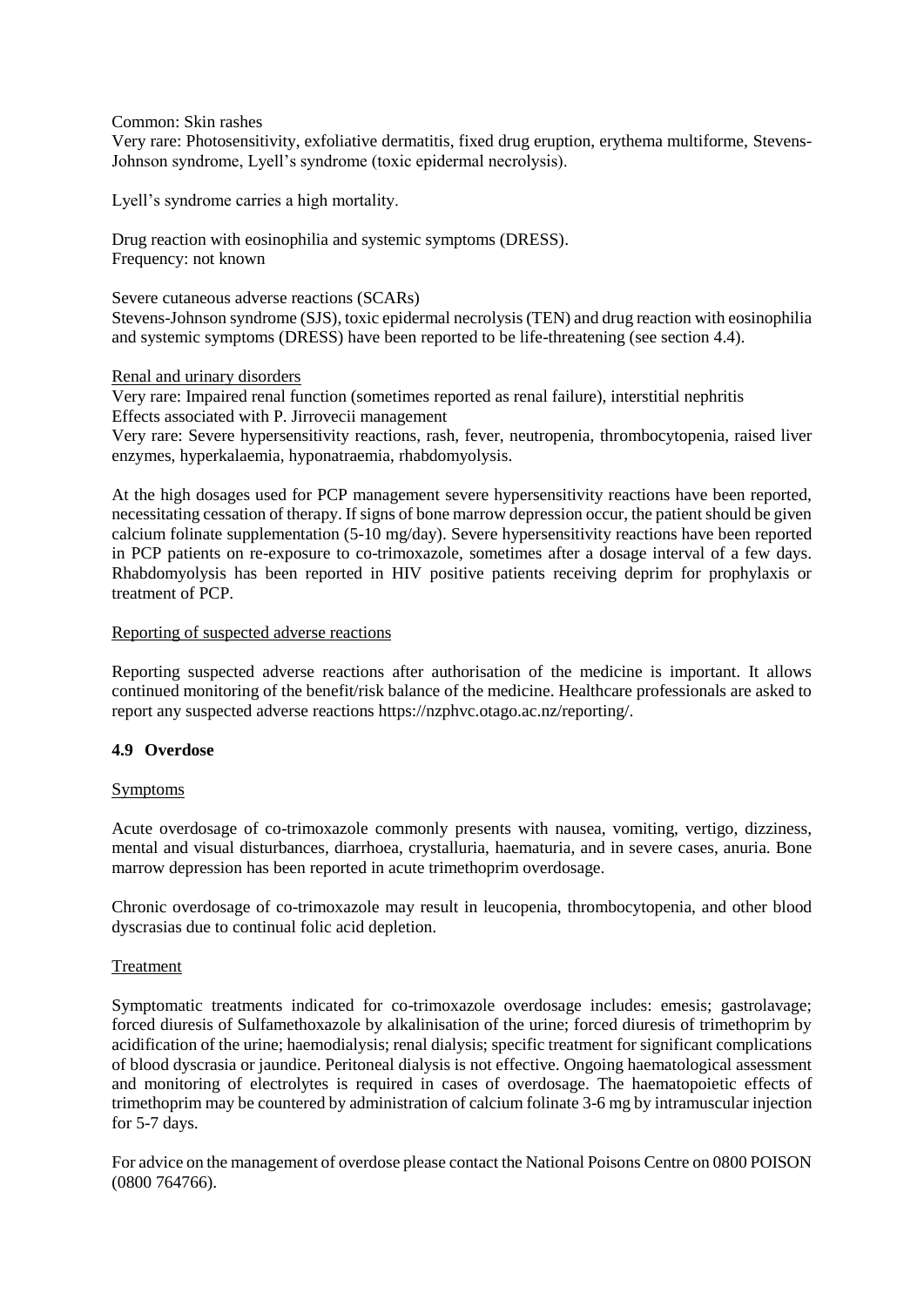Common: Skin rashes
Very rare: Photosensitivity, exfoliative dermatitis, fixed drug eruption, erythema multiforme, Stevens-Johnson syndrome, Lyell's syndrome (toxic epidermal necrolysis).

Lyell's syndrome carries a high mortality.

Drug reaction with eosinophilia and systemic symptoms (DRESS).
Frequency: not known

Severe cutaneous adverse reactions (SCARs)
Stevens-Johnson syndrome (SJS), toxic epidermal necrolysis (TEN) and drug reaction with eosinophilia and systemic symptoms (DRESS) have been reported to be life-threatening (see section 4.4).

Renal and urinary disorders
Very rare: Impaired renal function (sometimes reported as renal failure), interstitial nephritis
Effects associated with P. Jirrovecii management
Very rare: Severe hypersensitivity reactions, rash, fever, neutropenia, thrombocytopenia, raised liver enzymes, hyperkalaemia, hyponatraemia, rhabdomyolysis.

At the high dosages used for PCP management severe hypersensitivity reactions have been reported, necessitating cessation of therapy. If signs of bone marrow depression occur, the patient should be given calcium folinate supplementation (5-10 mg/day). Severe hypersensitivity reactions have been reported in PCP patients on re-exposure to co-trimoxazole, sometimes after a dosage interval of a few days. Rhabdomyolysis has been reported in HIV positive patients receiving deprim for prophylaxis or treatment of PCP.

Reporting of suspected adverse reactions

Reporting suspected adverse reactions after authorisation of the medicine is important. It allows continued monitoring of the benefit/risk balance of the medicine. Healthcare professionals are asked to report any suspected adverse reactions https://nzphvc.otago.ac.nz/reporting/.

### 4.9 Overdose

Symptoms

Acute overdosage of co-trimoxazole commonly presents with nausea, vomiting, vertigo, dizziness, mental and visual disturbances, diarrhoea, crystalluria, haematuria, and in severe cases, anuria. Bone marrow depression has been reported in acute trimethoprim overdosage.

Chronic overdosage of co-trimoxazole may result in leucopenia, thrombocytopenia, and other blood dyscrasias due to continual folic acid depletion.

Treatment

Symptomatic treatments indicated for co-trimoxazole overdosage includes: emesis; gastrolavage; forced diuresis of Sulfamethoxazole by alkalinisation of the urine; forced diuresis of trimethoprim by acidification of the urine; haemodialysis; renal dialysis; specific treatment for significant complications of blood dyscrasia or jaundice. Peritoneal dialysis is not effective. Ongoing haematological assessment and monitoring of electrolytes is required in cases of overdosage. The haematopoietic effects of trimethoprim may be countered by administration of calcium folinate 3-6 mg by intramuscular injection for 5-7 days.

For advice on the management of overdose please contact the National Poisons Centre on 0800 POISON (0800 764766).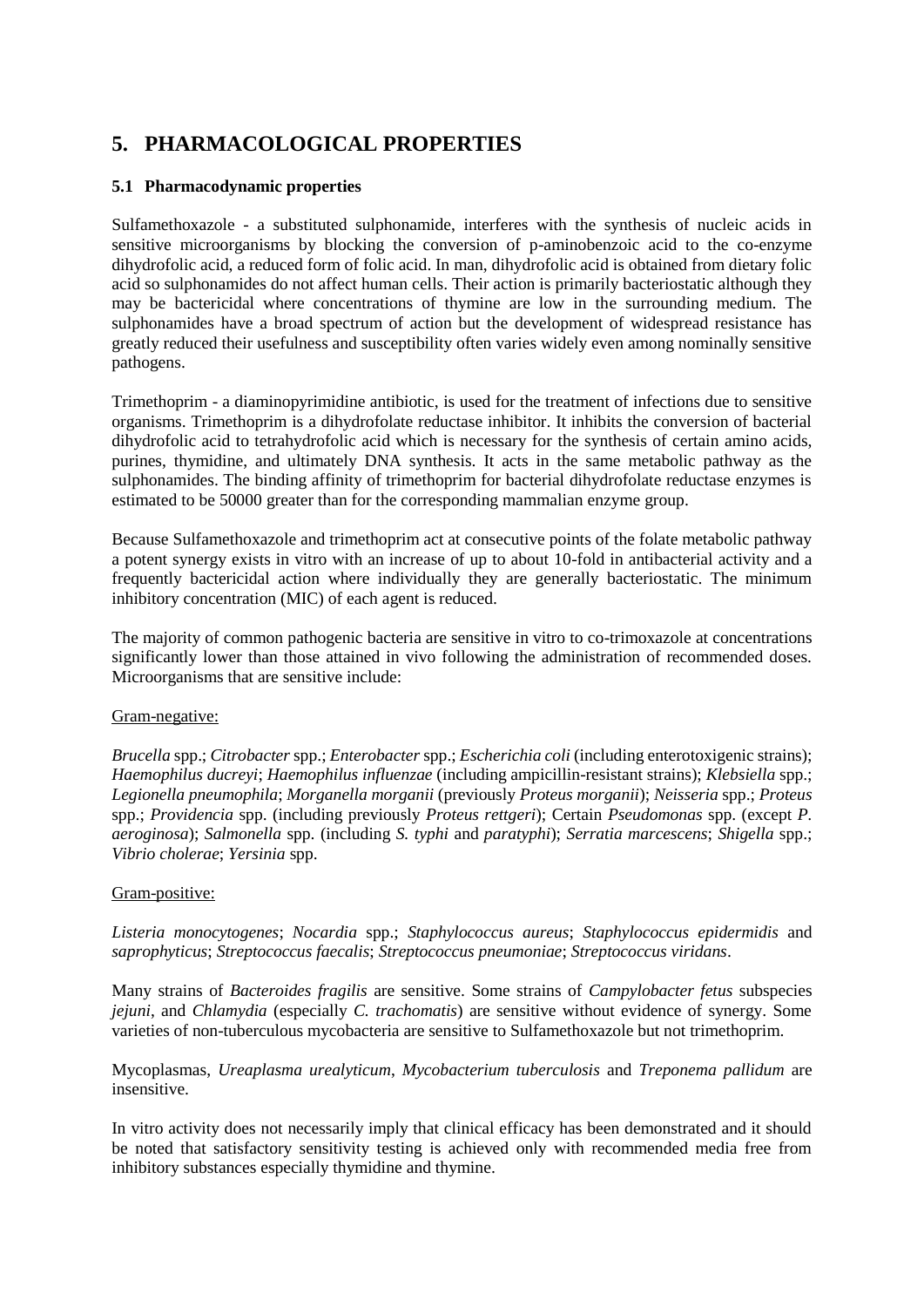# 5. PHARMACOLOGICAL PROPERTIES

## 5.1 Pharmacodynamic properties

Sulfamethoxazole - a substituted sulphonamide, interferes with the synthesis of nucleic acids in sensitive microorganisms by blocking the conversion of p-aminobenzoic acid to the co-enzyme dihydrofolic acid, a reduced form of folic acid. In man, dihydrofolic acid is obtained from dietary folic acid so sulphonamides do not affect human cells. Their action is primarily bacteriostatic although they may be bactericidal where concentrations of thymine are low in the surrounding medium. The sulphonamides have a broad spectrum of action but the development of widespread resistance has greatly reduced their usefulness and susceptibility often varies widely even among nominally sensitive pathogens.

Trimethoprim - a diaminopyrimidine antibiotic, is used for the treatment of infections due to sensitive organisms. Trimethoprim is a dihydrofolate reductase inhibitor. It inhibits the conversion of bacterial dihydrofolic acid to tetrahydrofolic acid which is necessary for the synthesis of certain amino acids, purines, thymidine, and ultimately DNA synthesis. It acts in the same metabolic pathway as the sulphonamides. The binding affinity of trimethoprim for bacterial dihydrofolate reductase enzymes is estimated to be 50000 greater than for the corresponding mammalian enzyme group.

Because Sulfamethoxazole and trimethoprim act at consecutive points of the folate metabolic pathway a potent synergy exists in vitro with an increase of up to about 10-fold in antibacterial activity and a frequently bactericidal action where individually they are generally bacteriostatic. The minimum inhibitory concentration (MIC) of each agent is reduced.

The majority of common pathogenic bacteria are sensitive in vitro to co-trimoxazole at concentrations significantly lower than those attained in vivo following the administration of recommended doses. Microorganisms that are sensitive include:

Gram-negative:

*Brucella* spp.; *Citrobacter* spp.; *Enterobacter* spp.; *Escherichia coli* (including enterotoxigenic strains); *Haemophilus ducreyi*; *Haemophilus influenzae* (including ampicillin-resistant strains); *Klebsiella* spp.; *Legionella pneumophila*; *Morganella morganii* (previously *Proteus morganii*); *Neisseria* spp.; *Proteus* spp.; *Providencia* spp. (including previously *Proteus rettgeri*); Certain *Pseudomonas* spp. (except *P. aeroginosa*); *Salmonella* spp. (including *S. typhi* and *paratyphi*); *Serratia marcescens*; *Shigella* spp.; *Vibrio cholerae*; *Yersinia* spp.

Gram-positive:

*Listeria monocytogenes*; *Nocardia* spp.; *Staphylococcus aureus*; *Staphylococcus epidermidis* and *saprophyticus*; *Streptococcus faecalis*; *Streptococcus pneumoniae*; *Streptococcus viridans*.

Many strains of *Bacteroides fragilis* are sensitive. Some strains of *Campylobacter fetus* subspecies *jejuni*, and *Chlamydia* (especially *C. trachomatis*) are sensitive without evidence of synergy. Some varieties of non-tuberculous mycobacteria are sensitive to Sulfamethoxazole but not trimethoprim.

Mycoplasmas, *Ureaplasma urealyticum*, *Mycobacterium tuberculosis* and *Treponema pallidum* are insensitive.

In vitro activity does not necessarily imply that clinical efficacy has been demonstrated and it should be noted that satisfactory sensitivity testing is achieved only with recommended media free from inhibitory substances especially thymidine and thymine.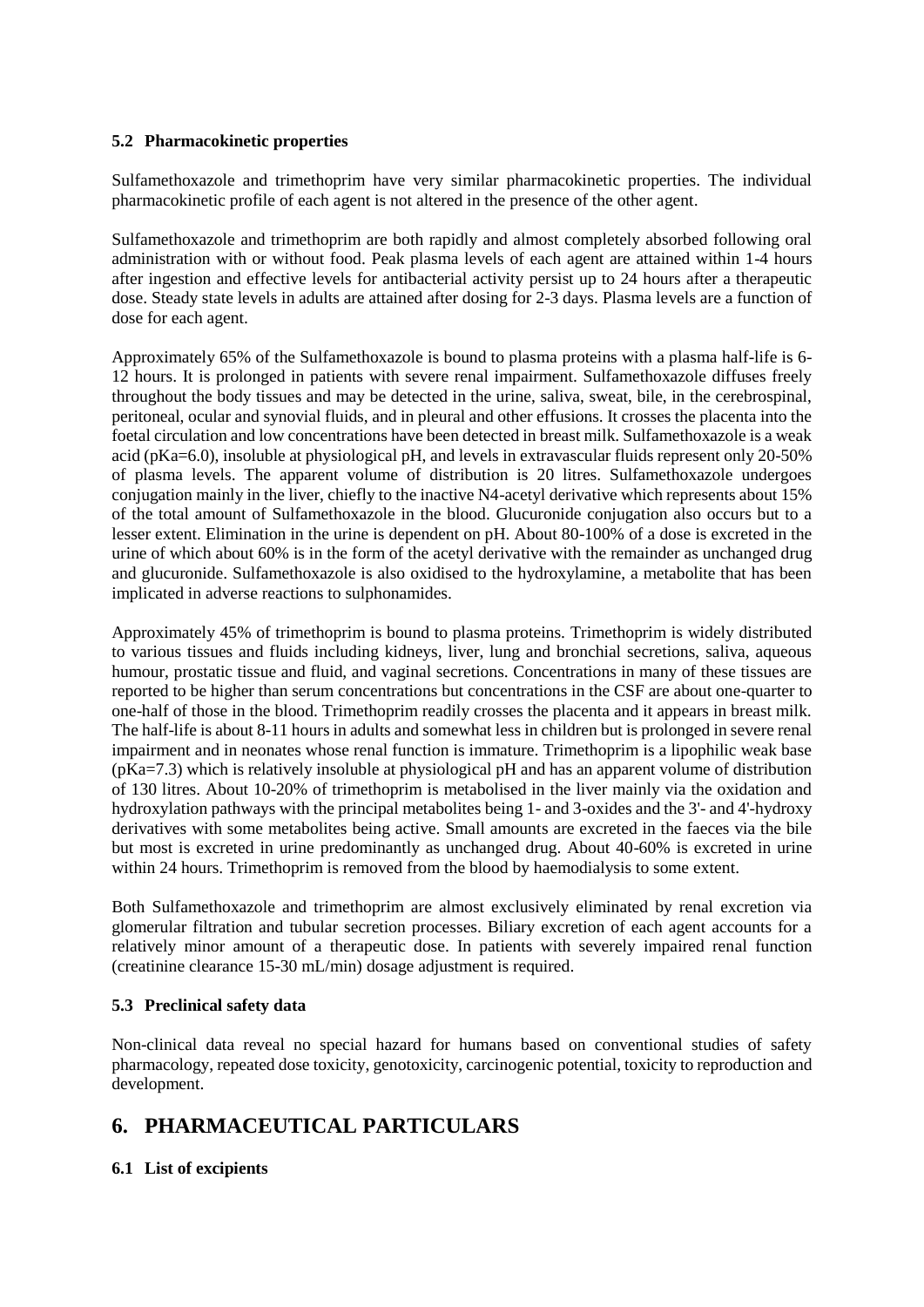### 5.2 Pharmacokinetic properties

Sulfamethoxazole and trimethoprim have very similar pharmacokinetic properties. The individual pharmacokinetic profile of each agent is not altered in the presence of the other agent.

Sulfamethoxazole and trimethoprim are both rapidly and almost completely absorbed following oral administration with or without food. Peak plasma levels of each agent are attained within 1-4 hours after ingestion and effective levels for antibacterial activity persist up to 24 hours after a therapeutic dose. Steady state levels in adults are attained after dosing for 2-3 days. Plasma levels are a function of dose for each agent.

Approximately 65% of the Sulfamethoxazole is bound to plasma proteins with a plasma half-life is 6-12 hours. It is prolonged in patients with severe renal impairment. Sulfamethoxazole diffuses freely throughout the body tissues and may be detected in the urine, saliva, sweat, bile, in the cerebrospinal, peritoneal, ocular and synovial fluids, and in pleural and other effusions. It crosses the placenta into the foetal circulation and low concentrations have been detected in breast milk. Sulfamethoxazole is a weak acid (pKa=6.0), insoluble at physiological pH, and levels in extravascular fluids represent only 20-50% of plasma levels. The apparent volume of distribution is 20 litres. Sulfamethoxazole undergoes conjugation mainly in the liver, chiefly to the inactive N4-acetyl derivative which represents about 15% of the total amount of Sulfamethoxazole in the blood. Glucuronide conjugation also occurs but to a lesser extent. Elimination in the urine is dependent on pH. About 80-100% of a dose is excreted in the urine of which about 60% is in the form of the acetyl derivative with the remainder as unchanged drug and glucuronide. Sulfamethoxazole is also oxidised to the hydroxylamine, a metabolite that has been implicated in adverse reactions to sulphonamides.

Approximately 45% of trimethoprim is bound to plasma proteins. Trimethoprim is widely distributed to various tissues and fluids including kidneys, liver, lung and bronchial secretions, saliva, aqueous humour, prostatic tissue and fluid, and vaginal secretions. Concentrations in many of these tissues are reported to be higher than serum concentrations but concentrations in the CSF are about one-quarter to one-half of those in the blood. Trimethoprim readily crosses the placenta and it appears in breast milk. The half-life is about 8-11 hours in adults and somewhat less in children but is prolonged in severe renal impairment and in neonates whose renal function is immature. Trimethoprim is a lipophilic weak base (pKa=7.3) which is relatively insoluble at physiological pH and has an apparent volume of distribution of 130 litres. About 10-20% of trimethoprim is metabolised in the liver mainly via the oxidation and hydroxylation pathways with the principal metabolites being 1- and 3-oxides and the 3'- and 4'-hydroxy derivatives with some metabolites being active. Small amounts are excreted in the faeces via the bile but most is excreted in urine predominantly as unchanged drug. About 40-60% is excreted in urine within 24 hours. Trimethoprim is removed from the blood by haemodialysis to some extent.

Both Sulfamethoxazole and trimethoprim are almost exclusively eliminated by renal excretion via glomerular filtration and tubular secretion processes. Biliary excretion of each agent accounts for a relatively minor amount of a therapeutic dose. In patients with severely impaired renal function (creatinine clearance 15-30 mL/min) dosage adjustment is required.

### 5.3 Preclinical safety data

Non-clinical data reveal no special hazard for humans based on conventional studies of safety pharmacology, repeated dose toxicity, genotoxicity, carcinogenic potential, toxicity to reproduction and development.

## 6. PHARMACEUTICAL PARTICULARS

### 6.1 List of excipients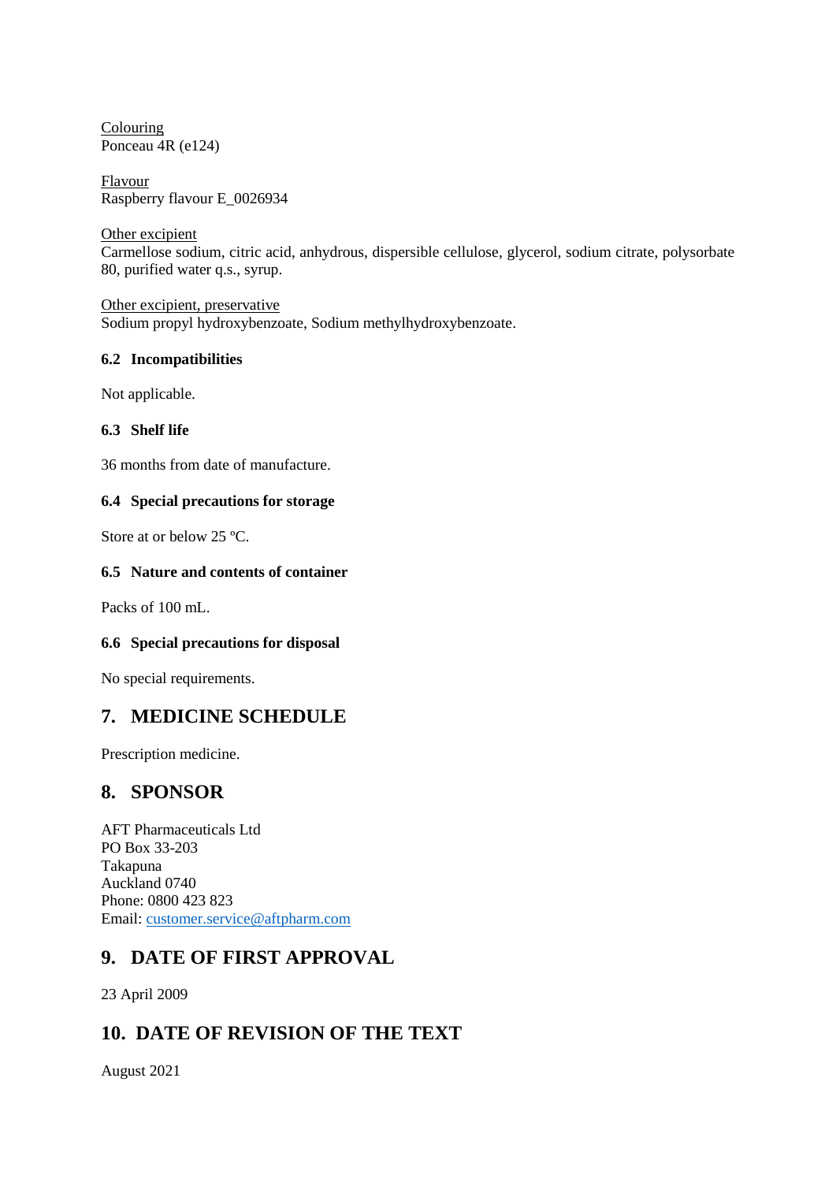Colouring
Ponceau 4R (e124)

Flavour
Raspberry flavour E_0026934

Other excipient
Carmellose sodium, citric acid, anhydrous, dispersible cellulose, glycerol, sodium citrate, polysorbate 80, purified water q.s., syrup.

Other excipient, preservative
Sodium propyl hydroxybenzoate, Sodium methylhydroxybenzoate.

### 6.2 Incompatibilities

Not applicable.

### 6.3 Shelf life

36 months from date of manufacture.

### 6.4 Special precautions for storage

Store at or below 25 ºC.

### 6.5 Nature and contents of container

Packs of 100 mL.

### 6.6 Special precautions for disposal

No special requirements.

## 7. MEDICINE SCHEDULE

Prescription medicine.

## 8. SPONSOR

AFT Pharmaceuticals Ltd
PO Box 33-203
Takapuna
Auckland 0740
Phone: 0800 423 823
Email: customer.service@aftpharm.com

## 9. DATE OF FIRST APPROVAL

23 April 2009

## 10. DATE OF REVISION OF THE TEXT

August 2021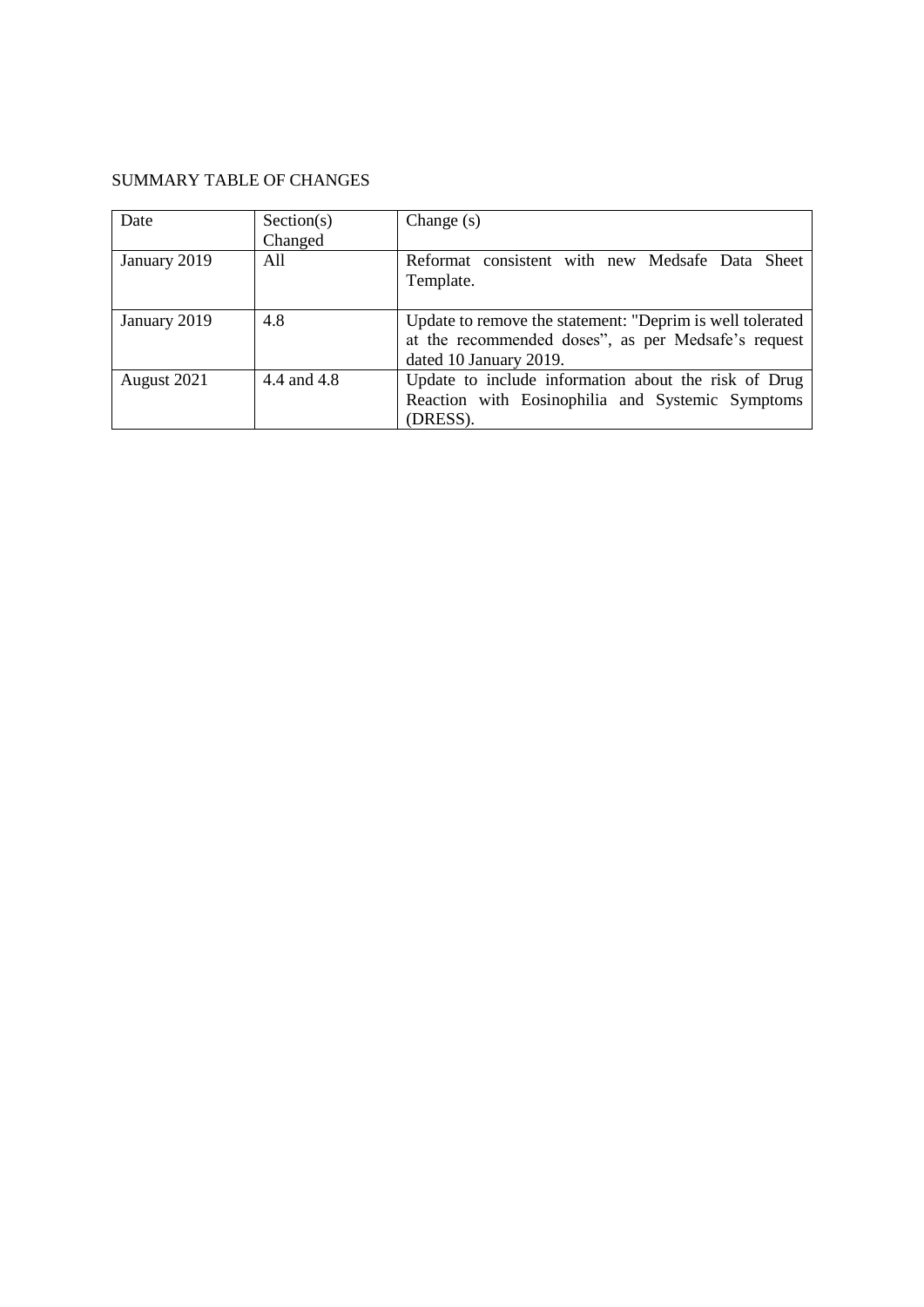SUMMARY TABLE OF CHANGES

| Date | Section(s) Changed | Change (s) |
|---|---|---|
| January 2019 | All | Reformat consistent with new Medsafe Data Sheet Template. |
| January 2019 | 4.8 | Update to remove the statement: "Deprim is well tolerated at the recommended doses", as per Medsafe's request dated 10 January 2019. |
| August 2021 | 4.4 and 4.8 | Update to include information about the risk of Drug Reaction with Eosinophilia and Systemic Symptoms (DRESS). |